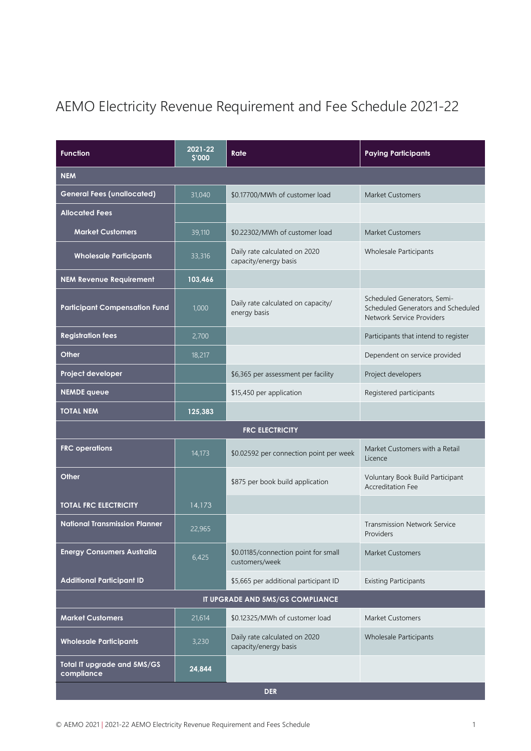# AEMO Electricity Revenue Requirement and Fee Schedule 2021-22

| Function | 2021-22 $'000 | Rate | Paying Participants |
|---|---|---|---|
| **NEM** | | | |
| **General Fees (unallocated)** | 31,040 | $0.17700/MWh of customer load | Market Customers |
| **Allocated Fees** | | | |
| **Market Customers** | 39,110 | $0.22302/MWh of customer load | Market Customers |
| **Wholesale Participants** | 33,316 | Daily rate calculated on 2020 capacity/energy basis | Wholesale Participants |
| **NEM Revenue Requirement** | **103,466** | | |
| **Participant Compensation Fund** | 1,000 | Daily rate calculated on capacity/ energy basis | Scheduled Generators, Semi-Scheduled Generators and Scheduled Network Service Providers |
| **Registration fees** | 2,700 | | Participants that intend to register |
| **Other** | 18,217 | | Dependent on service provided |
| **Project developer** | | $6,365 per assessment per facility | Project developers |
| **NEMDE queue** | | $15,450 per application | Registered participants |
| **TOTAL NEM** | **125,383** | | |
| **FRC ELECTRICITY** | | | |
| **FRC operations** | 14,173 | $0.02592 per connection point per week | Market Customers with a Retail Licence |
| **Other** | | $875 per book build application | Voluntary Book Build Participant Accreditation Fee |
| **TOTAL FRC ELECTRICITY** | 14,173 | | |
| **National Transmission Planner** | 22,965 | | Transmission Network Service Providers |
| **Energy Consumers Australia** | 6,425 | $0.01185/connection point for small customers/week | Market Customers |
| **Additional Participant ID** | | $5,665 per additional participant ID | Existing Participants |
| **IT UPGRADE AND 5MS/GS COMPLIANCE** | | | |
| **Market Customers** | 21,614 | $0.12325/MWh of customer load | Market Customers |
| **Wholesale Participants** | 3,230 | Daily rate calculated on 2020 capacity/energy basis | Wholesale Participants |
| **Total IT upgrade and 5MS/GS compliance** | **24,844** | | |
| **DER** | | | |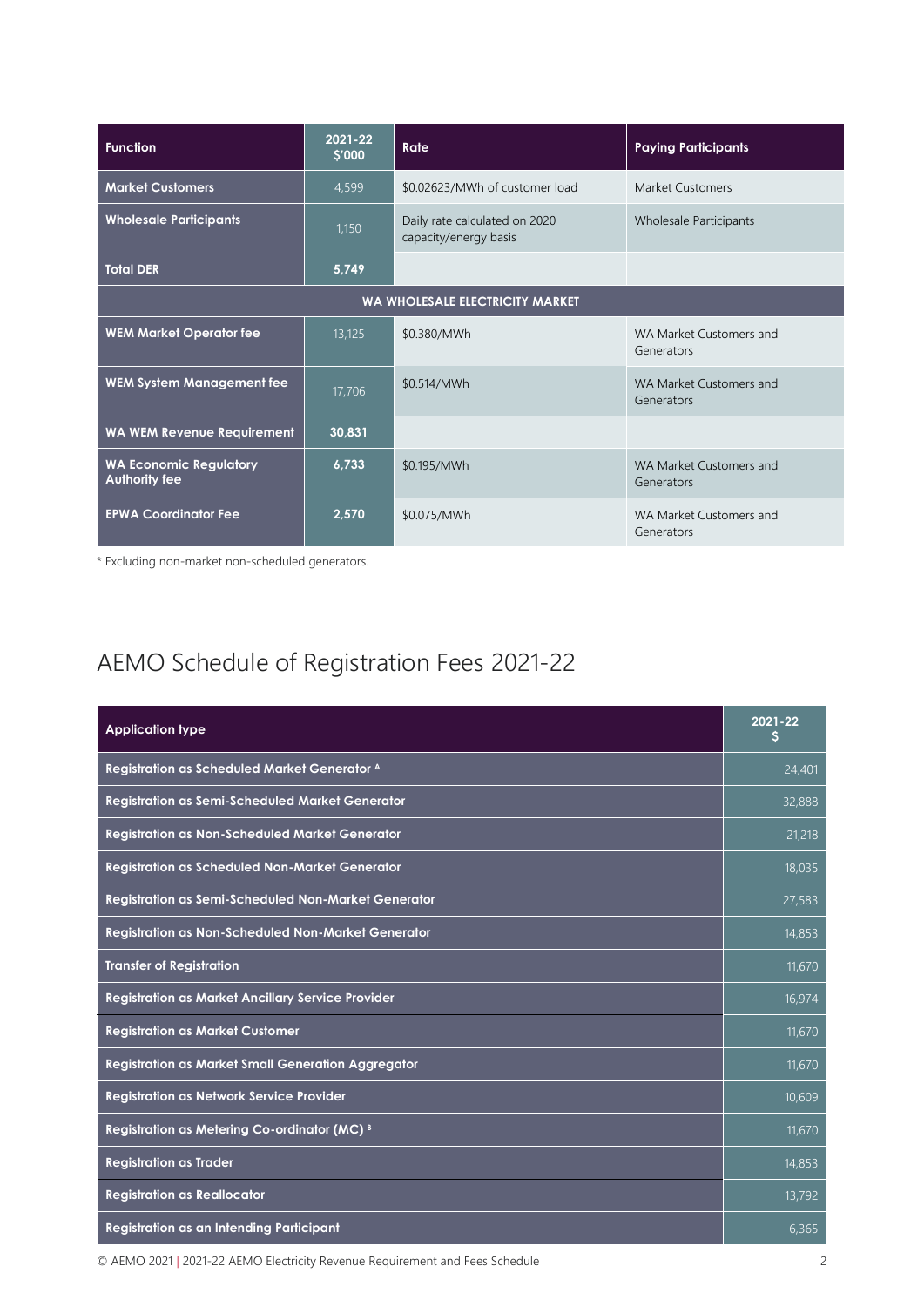| Function | 2021-22 $'000 | Rate | Paying Participants |
|---|---|---|---|
| **Market Customers** | 4,599 | $0.02623/MWh of customer load | Market Customers |
| **Wholesale Participants** | 1,150 | Daily rate calculated on 2020 capacity/energy basis | Wholesale Participants |
| **Total DER** | **5,749** | | |
| **WA WHOLESALE ELECTRICITY MARKET** | | | |
| **WEM Market Operator fee** | 13,125 | $0.380/MWh | WA Market Customers and Generators |
| **WEM System Management fee** | 17,706 | $0.514/MWh | WA Market Customers and Generators |
| **WA WEM Revenue Requirement** | **30,831** | | |
| **WA Economic Regulatory Authority fee** | **6,733** | $0.195/MWh | WA Market Customers and Generators |
| **EPWA Coordinator Fee** | **2,570** | $0.075/MWh | WA Market Customers and Generators |

* Excluding non-market non-scheduled generators.

# AEMO Schedule of Registration Fees 2021-22

| Application type | 2021-22 $ |
|---|---|
| **Registration as Scheduled Market Generator [A]** | 24,401 |
| **Registration as Semi-Scheduled Market Generator** | 32,888 |
| **Registration as Non-Scheduled Market Generator** | 21,218 |
| **Registration as Scheduled Non-Market Generator** | 18,035 |
| **Registration as Semi-Scheduled Non-Market Generator** | 27,583 |
| **Registration as Non-Scheduled Non-Market Generator** | 14,853 |
| **Transfer of Registration** | 11,670 |
| **Registration as Market Ancillary Service Provider** | 16,974 |
| **Registration as Market Customer** | 11,670 |
| **Registration as Market Small Generation Aggregator** | 11,670 |
| **Registration as Network Service Provider** | 10,609 |
| **Registration as Metering Co-ordinator (MC) [B]** | 11,670 |
| **Registration as Trader** | 14,853 |
| **Registration as Reallocator** | 13,792 |
| **Registration as an Intending Participant** | 6,365 |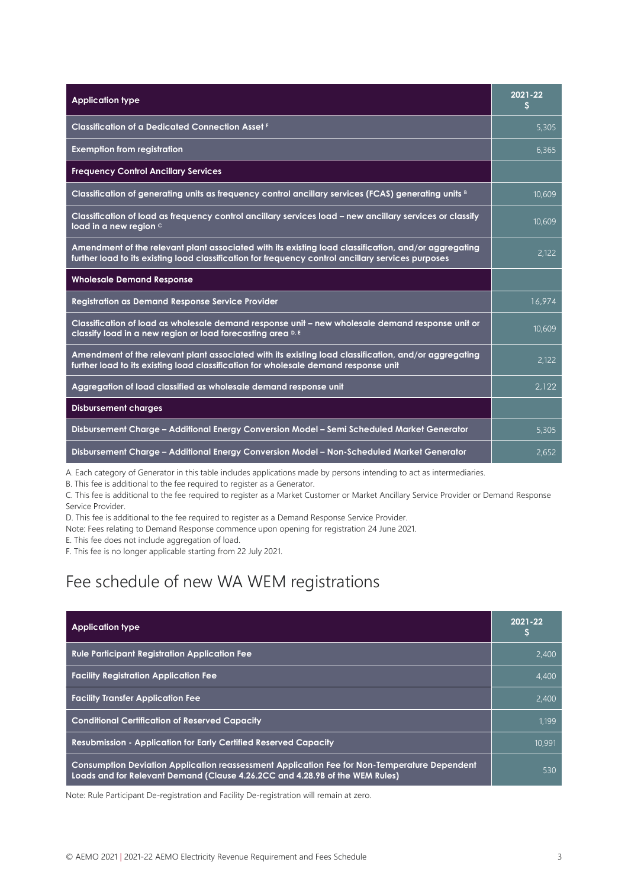| Application type | 2021-22 $ |
| --- | --- |
| **Classification of a Dedicated Connection Asset** [F] | 5,305 |
| **Exemption from registration** | 6,365 |
| **Frequency Control Ancillary Services** | |
| **Classification of generating units as frequency control ancillary services (FCAS) generating units** [B] | 10,609 |
| **Classification of load as frequency control ancillary services load – new ancillary services or classify load in a new region** [C] | 10,609 |
| **Amendment of the relevant plant associated with its existing load classification, and/or aggregating further load to its existing load classification for frequency control ancillary services purposes** | 2,122 |
| **Wholesale Demand Response** | |
| **Registration as Demand Response Service Provider** | 16,974 |
| **Classification of load as wholesale demand response unit – new wholesale demand response unit or classify load in a new region or load forecasting area** [D, E] | 10,609 |
| **Amendment of the relevant plant associated with its existing load classification, and/or aggregating further load to its existing load classification for wholesale demand response unit** | 2,122 |
| **Aggregation of load classified as wholesale demand response unit** | 2,122 |
| **Disbursement charges** | |
| **Disbursement Charge – Additional Energy Conversion Model – Semi Scheduled Market Generator** | 5,305 |
| **Disbursement Charge – Additional Energy Conversion Model – Non-Scheduled Market Generator** | 2,652 |

A. Each category of Generator in this table includes applications made by persons intending to act as intermediaries.

B. This fee is additional to the fee required to register as a Generator.

C. This fee is additional to the fee required to register as a Market Customer or Market Ancillary Service Provider or Demand Response Service Provider.

D. This fee is additional to the fee required to register as a Demand Response Service Provider.

Note: Fees relating to Demand Response commence upon opening for registration 24 June 2021.

E. This fee does not include aggregation of load.

F. This fee is no longer applicable starting from 22 July 2021.

## Fee schedule of new WA WEM registrations

| Application type | 2021-22 $ |
| --- | --- |
| **Rule Participant Registration Application Fee** | 2,400 |
| **Facility Registration Application Fee** | 4,400 |
| **Facility Transfer Application Fee** | 2,400 |
| **Conditional Certification of Reserved Capacity** | 1,199 |
| **Resubmission - Application for Early Certified Reserved Capacity** | 10,991 |
| **Consumption Deviation Application reassessment Application Fee for Non-Temperature Dependent Loads and for Relevant Demand (Clause 4.26.2CC and 4.28.9B of the WEM Rules)** | 530 |

Note: Rule Participant De-registration and Facility De-registration will remain at zero.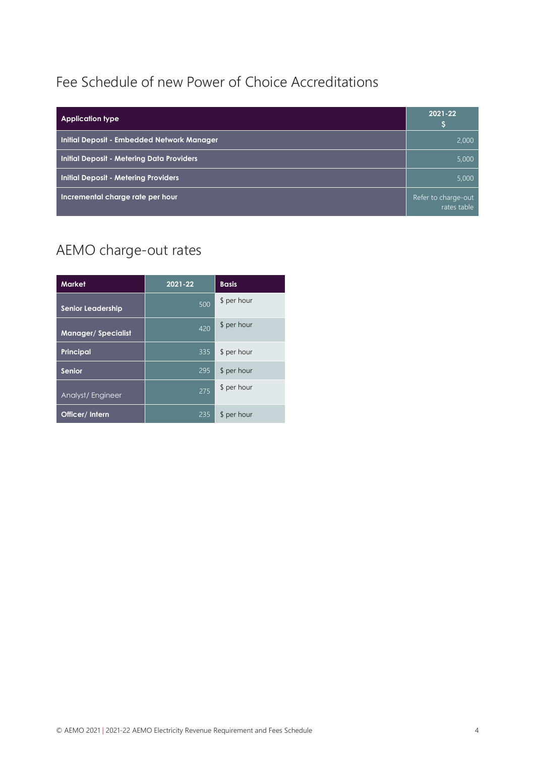## Fee Schedule of new Power of Choice Accreditations

| Application type | 2021-22 $ |
|---|---|
| **Initial Deposit - Embedded Network Manager** | 2,000 |
| **Initial Deposit - Metering Data Providers** | 5,000 |
| **Initial Deposit - Metering Providers** | 5,000 |
| **Incremental charge rate per hour** | Refer to charge-out rates table |

## AEMO charge-out rates

| Market | 2021-22 | Basis |
|---|---|---|
| **Senior Leadership** | 500 | $ per hour |
| **Manager/ Specialist** | 420 | $ per hour |
| **Principal** | 335 | $ per hour |
| **Senior** | 295 | $ per hour |
| Analyst/ Engineer | 275 | $ per hour |
| **Officer/ Intern** | 235 | $ per hour |